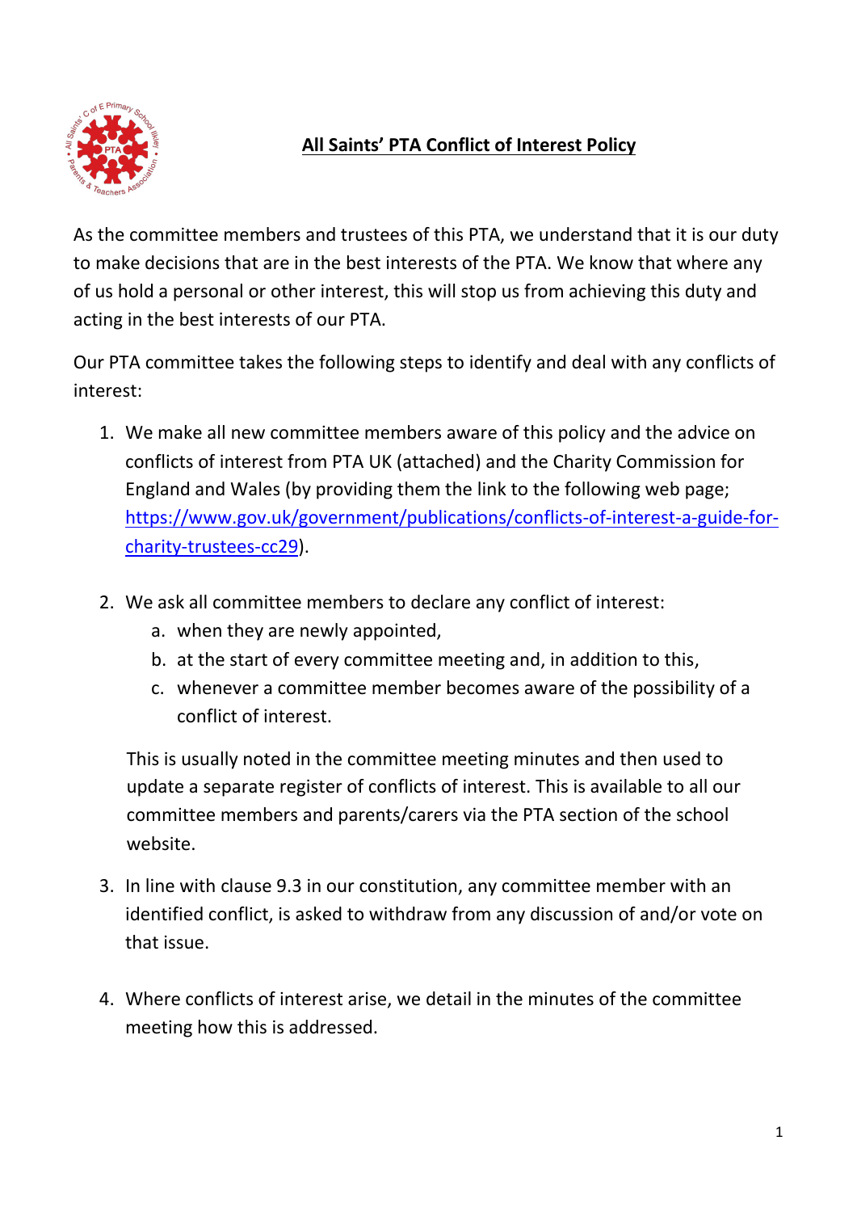# All Saints' PTA Conflict of Interest Policy

As the committee members and trustees of this PTA, we understand that it is our duty to make decisions that are in the best interests of the PTA. We know that where any of us hold a personal or other interest, this will stop us from achieving this duty and acting in the best interests of our PTA.

Our PTA committee takes the following steps to identify and deal with any conflicts of interest:

1. We make all new committee members aware of this policy and the advice on conflicts of interest from PTA UK (attached) and the Charity Commission for England and Wales (by providing them the link to the following web page; https://www.gov.uk/government/publications/conflicts-of-interest-a-guide-for-charity-trustees-cc29).

2. We ask all committee members to declare any conflict of interest:
   a. when they are newly appointed,
   b. at the start of every committee meeting and, in addition to this,
   c. whenever a committee member becomes aware of the possibility of a conflict of interest.

   This is usually noted in the committee meeting minutes and then used to update a separate register of conflicts of interest. This is available to all our committee members and parents/carers via the PTA section of the school website.

3. In line with clause 9.3 in our constitution, any committee member with an identified conflict, is asked to withdraw from any discussion of and/or vote on that issue.

4. Where conflicts of interest arise, we detail in the minutes of the committee meeting how this is addressed.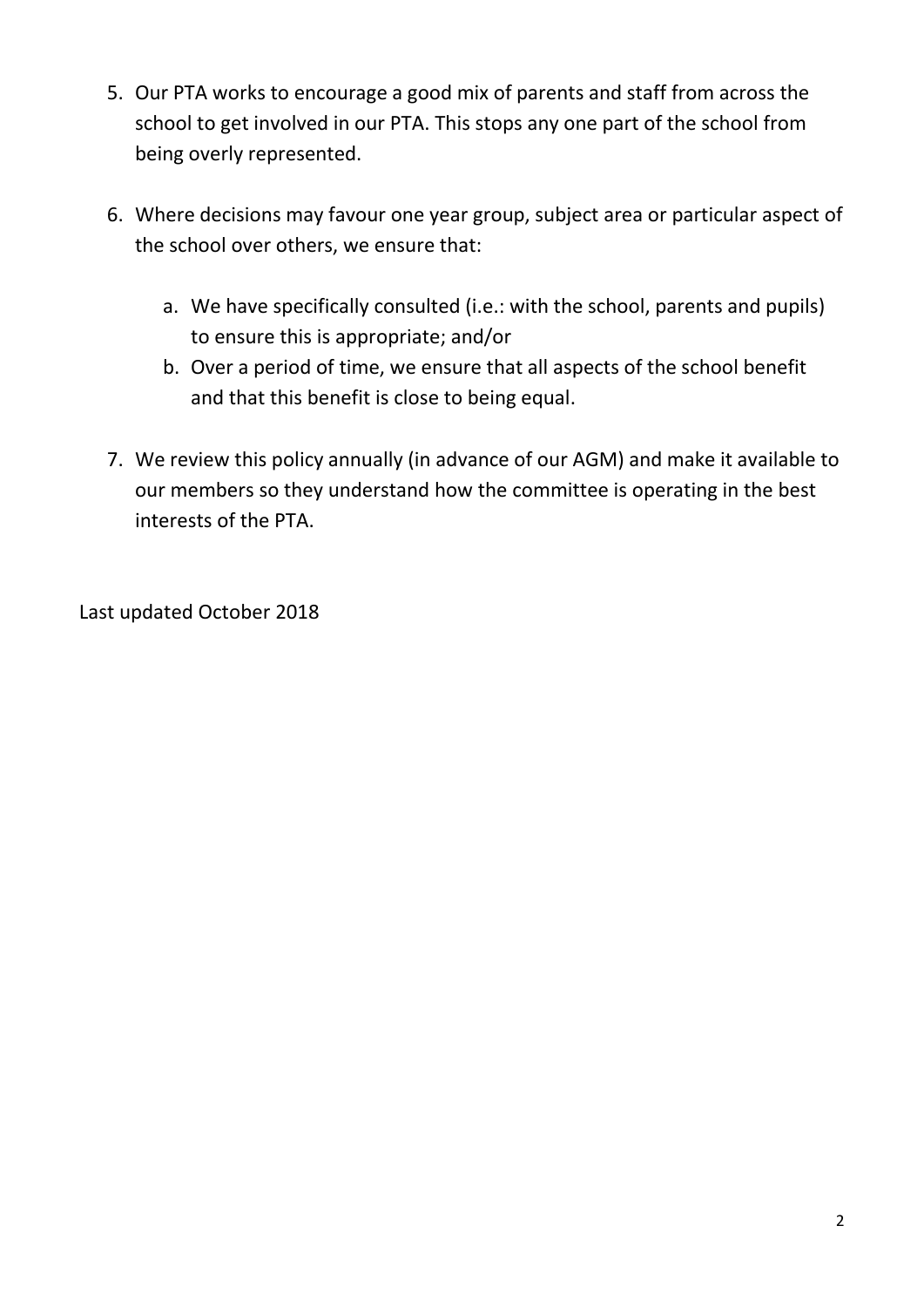5. Our PTA works to encourage a good mix of parents and staff from across the school to get involved in our PTA. This stops any one part of the school from being overly represented.

6. Where decisions may favour one year group, subject area or particular aspect of the school over others, we ensure that:

    a. We have specifically consulted (i.e.: with the school, parents and pupils) to ensure this is appropriate; and/or
    b. Over a period of time, we ensure that all aspects of the school benefit and that this benefit is close to being equal.

7. We review this policy annually (in advance of our AGM) and make it available to our members so they understand how the committee is operating in the best interests of the PTA.

Last updated October 2018